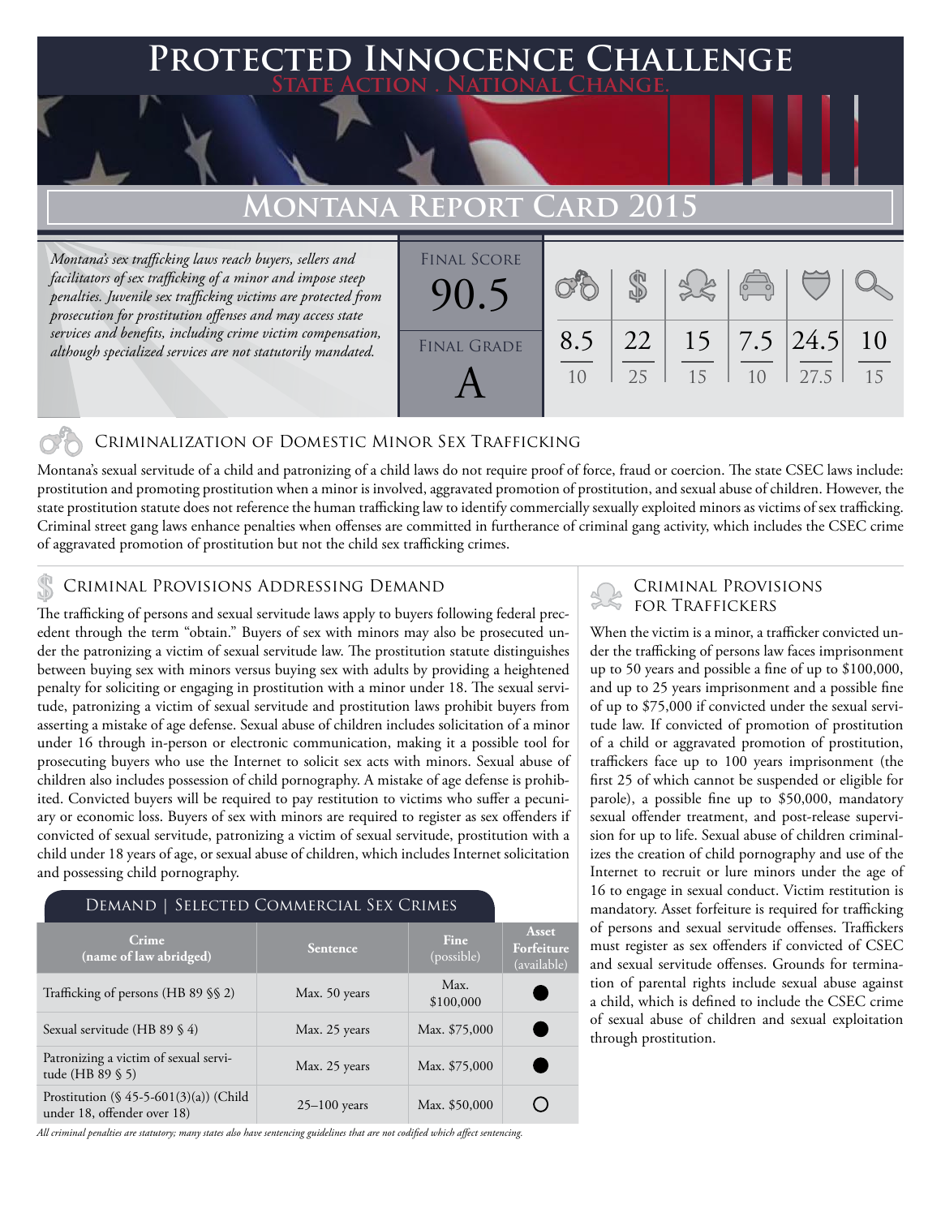# Protected Innocence Challenge

**State Action . National Change.**

## Montana Report Card 2015

*Montana's sex trafficking laws reach buyers, sellers and facilitators of sex trafficking of a minor and impose steep penalties. Juvenile sex trafficking victims are protected from prosecution for prostitution offenses and may access state services and benefits, including crime victim compensation, although specialized services are not statutorily mandated.*

| Final Score | Final Grade |
|---|---|
| 90.5 | A |

| Criminalization of Domestic Minor Sex Trafficking | Criminal Provisions Addressing Demand | Criminal Provisions for Traffickers | Criminal Provisions for Facilitators | Protective Provisions for the Child Victims | Criminal Justice Tools for Investigation and Prosecution |
|---|---|---|---|---|---|
| 8.5/10 | 22/25 | 15/15 | 7.5/10 | 24.5/27.5 | 10/15 |

### Criminalization of Domestic Minor Sex Trafficking

Montana's sexual servitude of a child and patronizing of a child laws do not require proof of force, fraud or coercion. The state CSEC laws include: prostitution and promoting prostitution when a minor is involved, aggravated promotion of prostitution, and sexual abuse of children. However, the state prostitution statute does not reference the human trafficking law to identify commercially sexually exploited minors as victims of sex trafficking. Criminal street gang laws enhance penalties when offenses are committed in furtherance of criminal gang activity, which includes the CSEC crime of aggravated promotion of prostitution but not the child sex trafficking crimes.

### Criminal Provisions Addressing Demand

The trafficking of persons and sexual servitude laws apply to buyers following federal precedent through the term "obtain." Buyers of sex with minors may also be prosecuted under the patronizing a victim of sexual servitude law. The prostitution statute distinguishes between buying sex with minors versus buying sex with adults by providing a heightened penalty for soliciting or engaging in prostitution with a minor under 18. The sexual servitude, patronizing a victim of sexual servitude and prostitution laws prohibit buyers from asserting a mistake of age defense. Sexual abuse of children includes solicitation of a minor under 16 through in-person or electronic communication, making it a possible tool for prosecuting buyers who use the Internet to solicit sex acts with minors. Sexual abuse of children also includes possession of child pornography. A mistake of age defense is prohibited. Convicted buyers will be required to pay restitution to victims who suffer a pecuniary or economic loss. Buyers of sex with minors are required to register as sex offenders if convicted of sexual servitude, patronizing a victim of sexual servitude, prostitution with a child under 18 years of age, or sexual abuse of children, which includes Internet solicitation and possessing child pornography.

#### Demand | Selected Commercial Sex Crimes

| Crime (name of law abridged) | Sentence | Fine (possible) | Asset Forfeiture (available) |
|---|---|---|---|
| Trafficking of persons (HB 89 §§ 2) | Max. 50 years | Max. $100,000 | ● |
| Sexual servitude (HB 89 § 4) | Max. 25 years | Max. $75,000 | ● |
| Patronizing a victim of sexual servitude (HB 89 § 5) | Max. 25 years | Max. $75,000 | ● |
| Prostitution (§ 45-5-601(3)(a)) (Child under 18, offender over 18) | 25–100 years | Max. $50,000 | ○ |

*All criminal penalties are statutory; many states also have sentencing guidelines that are not codified which affect sentencing.*

### Criminal Provisions for Traffickers

When the victim is a minor, a trafficker convicted under the trafficking of persons law faces imprisonment up to 50 years and possible a fine of up to $100,000, and up to 25 years imprisonment and a possible fine of up to $75,000 if convicted under the sexual servitude law. If convicted of promotion of prostitution of a child or aggravated promotion of prostitution, traffickers face up to 100 years imprisonment (the first 25 of which cannot be suspended or eligible for parole), a possible fine up to $50,000, mandatory sexual offender treatment, and post-release supervision for up to life. Sexual abuse of children criminalizes the creation of child pornography and use of the Internet to recruit or lure minors under the age of 16 to engage in sexual conduct. Victim restitution is mandatory. Asset forfeiture is required for trafficking of persons and sexual servitude offenses. Traffickers must register as sex offenders if convicted of CSEC and sexual servitude offenses. Grounds for termination of parental rights include sexual abuse against a child, which is defined to include the CSEC crime of sexual abuse of children and sexual exploitation through prostitution.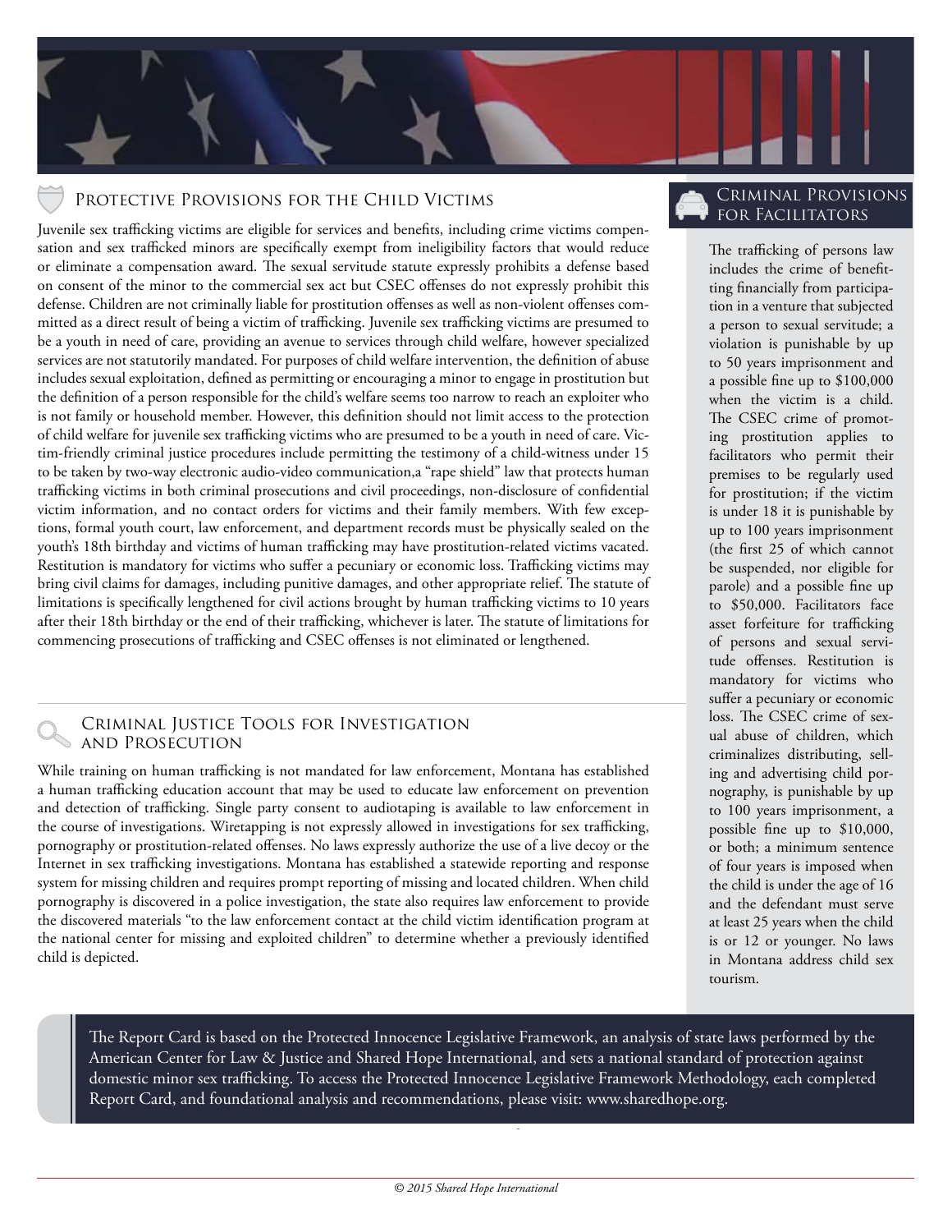## Protective Provisions for the Child Victims

Juvenile sex trafficking victims are eligible for services and benefits, including crime victims compensation and sex trafficked minors are specifically exempt from ineligibility factors that would reduce or eliminate a compensation award. The sexual servitude statute expressly prohibits a defense based on consent of the minor to the commercial sex act but CSEC offenses do not expressly prohibit this defense. Children are not criminally liable for prostitution offenses as well as non-violent offenses committed as a direct result of being a victim of trafficking. Juvenile sex trafficking victims are presumed to be a youth in need of care, providing an avenue to services through child welfare, however specialized services are not statutorily mandated. For purposes of child welfare intervention, the definition of abuse includes sexual exploitation, defined as permitting or encouraging a minor to engage in prostitution but the definition of a person responsible for the child's welfare seems too narrow to reach an exploiter who is not family or household member. However, this definition should not limit access to the protection of child welfare for juvenile sex trafficking victims who are presumed to be a youth in need of care. Victim-friendly criminal justice procedures include permitting the testimony of a child-witness under 15 to be taken by two-way electronic audio-video communication,a "rape shield" law that protects human trafficking victims in both criminal prosecutions and civil proceedings, non-disclosure of confidential victim information, and no contact orders for victims and their family members. With few exceptions, formal youth court, law enforcement, and department records must be physically sealed on the youth's 18th birthday and victims of human trafficking may have prostitution-related victims vacated. Restitution is mandatory for victims who suffer a pecuniary or economic loss. Trafficking victims may bring civil claims for damages, including punitive damages, and other appropriate relief. The statute of limitations is specifically lengthened for civil actions brought by human trafficking victims to 10 years after their 18th birthday or the end of their trafficking, whichever is later. The statute of limitations for commencing prosecutions of trafficking and CSEC offenses is not eliminated or lengthened.

## Criminal Justice Tools for Investigation and Prosecution

While training on human trafficking is not mandated for law enforcement, Montana has established a human trafficking education account that may be used to educate law enforcement on prevention and detection of trafficking. Single party consent to audiotaping is available to law enforcement in the course of investigations. Wiretapping is not expressly allowed in investigations for sex trafficking, pornography or prostitution-related offenses. No laws expressly authorize the use of a live decoy or the Internet in sex trafficking investigations. Montana has established a statewide reporting and response system for missing children and requires prompt reporting of missing and located children. When child pornography is discovered in a police investigation, the state also requires law enforcement to provide the discovered materials "to the law enforcement contact at the child victim identification program at the national center for missing and exploited children" to determine whether a previously identified child is depicted.

## Criminal Provisions for Facilitators

The trafficking of persons law includes the crime of benefitting financially from participation in a venture that subjected a person to sexual servitude; a violation is punishable by up to 50 years imprisonment and a possible fine up to $100,000 when the victim is a child. The CSEC crime of promoting prostitution applies to facilitators who permit their premises to be regularly used for prostitution; if the victim is under 18 it is punishable by up to 100 years imprisonment (the first 25 of which cannot be suspended, nor eligible for parole) and a possible fine up to $50,000. Facilitators face asset forfeiture for trafficking of persons and sexual servitude offenses. Restitution is mandatory for victims who suffer a pecuniary or economic loss. The CSEC crime of sexual abuse of children, which criminalizes distributing, selling and advertising child pornography, is punishable by up to 100 years imprisonment, a possible fine up to $10,000, or both; a minimum sentence of four years is imposed when the child is under the age of 16 and the defendant must serve at least 25 years when the child is or 12 or younger. No laws in Montana address child sex tourism.

The Report Card is based on the Protected Innocence Legislative Framework, an analysis of state laws performed by the American Center for Law & Justice and Shared Hope International, and sets a national standard of protection against domestic minor sex trafficking. To access the Protected Innocence Legislative Framework Methodology, each completed Report Card, and foundational analysis and recommendations, please visit: www.sharedhope.org.

*© 2015 Shared Hope International*